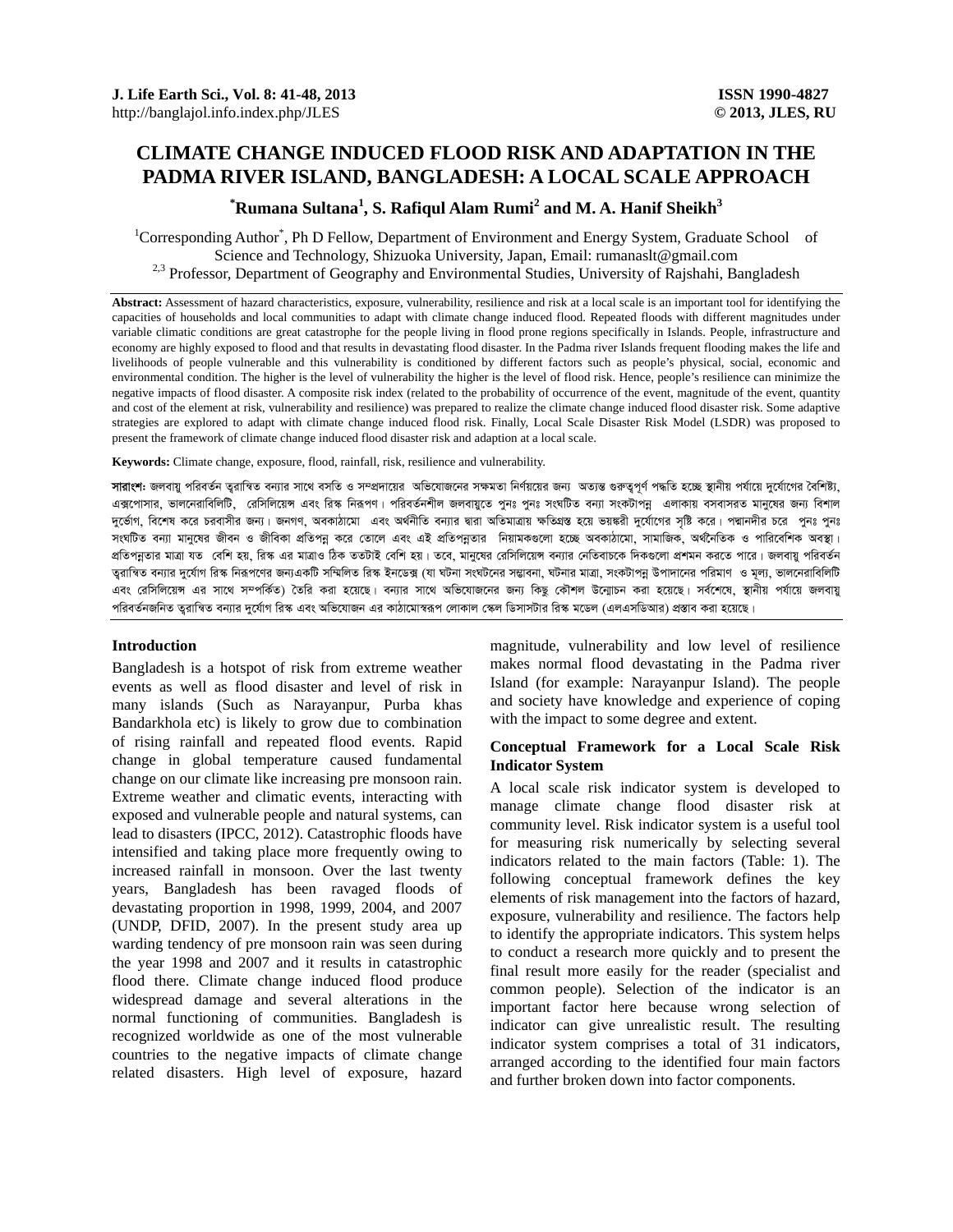# CLIMATE CHANGE INDUCED FLOOD RISK AND ADAPTATION IN THE PADMA RIVER ISLAND, BANGLADESH: A LOCAL SCALE APPROACH

**\*Rumana Sultana[1], S. Rafiqul Alam Rumi[2] and M. A. Hanif Sheikh[3]**

[1]Corresponding Author\*, Ph D Fellow, Department of Environment and Energy System, Graduate School of Science and Technology, Shizuoka University, Japan, Email: rumanaslt@gmail.com

[2,3] Professor, Department of Geography and Environmental Studies, University of Rajshahi, Bangladesh

**Abstract:** Assessment of hazard characteristics, exposure, vulnerability, resilience and risk at a local scale is an important tool for identifying the capacities of households and local communities to adapt with climate change induced flood. Repeated floods with different magnitudes under variable climatic conditions are great catastrophe for the people living in flood prone regions specifically in Islands. People, infrastructure and economy are highly exposed to flood and that results in devastating flood disaster. In the Padma river Islands frequent flooding makes the life and livelihoods of people vulnerable and this vulnerability is conditioned by different factors such as people's physical, social, economic and environmental condition. The higher is the level of vulnerability the higher is the level of flood risk. Hence, people's resilience can minimize the negative impacts of flood disaster. A composite risk index (related to the probability of occurrence of the event, magnitude of the event, quantity and cost of the element at risk, vulnerability and resilience) was prepared to realize the climate change induced flood disaster risk. Some adaptive strategies are explored to adapt with climate change induced flood risk. Finally, Local Scale Disaster Risk Model (LSDR) was proposed to present the framework of climate change induced flood disaster risk and adaption at a local scale.

**Keywords:** Climate change, exposure, flood, rainfall, risk, resilience and vulnerability.

**সারাংশ:** জলবায়ু পরিবর্তন ত্বরান্বিত বন্যার সাথে বসতি ও সম্প্রদায়ের অভিযোজনের সক্ষমতা নির্ণয়ের জন্য অত্যন্ত গুরুত্বপূর্ণ পদ্ধতি হচ্ছে স্থানীয় পর্যায়ে দুর্যোগের বৈশিষ্ট্য, এক্সপোসার, ভালনেরাবিলিটি, রেসিলিয়েন্স এবং রিস্ক নিরূপণ। পরিবর্তনশীল জলবায়ুতে পুনঃ পুনঃ সংঘটিত বন্যা সংকটাপন্ন এলাকায় বসবাসরত মানুষের জন্য বিশাল দুর্ভোগ, বিশেষ করে চরবাসীর জন্য। জনগণ, অবকাঠামো এবং অর্থনীতি বন্যার দ্বারা অতিমাত্রায় ক্ষতিগ্রস্ত হয়ে ভয়ঙ্করী দুর্যোগের সৃষ্টি করে। পদ্মানদীর চরে পুনঃ পুনঃ সংঘটিত বন্যা মানুষের জীবন ও জীবিকা প্রতিপন্ন করে তোলে এবং এই প্রতিপন্নতার নিয়ামকগুলো হচ্ছে অবকাঠামো, সামাজিক, অর্থনৈতিক ও পারিবেশিক অবস্থা। প্রতিপন্নতার মাত্রা যত বেশি হয়, রিস্ক এর মাত্রাও ঠিক ততটাই বেশি হয়। তবে, মানুষের রেসিলিয়েন্স বন্যার নেতিবাচকে দিকগুলো প্রশমন করতে পারে। জলবায়ু পরিবর্তন ত্বরান্বিত বন্যার দুর্যোগ রিস্ক নিরূপণের জন্যএকটি সম্মিলিত রিস্ক ইনডেক্স (যা ঘটনা সংঘটনের সম্ভাবনা, ঘটনার মাত্রা, সংকটাপন্ন উপাদানের পরিমাণ ও মূল্য, ভালনেরাবিলিটি এবং রেসিলিয়েন্স এর সাথে সম্পর্কিত) তৈরি করা হয়েছে। বন্যার সাথে অভিযোজনের জন্য কিছু কৌশল উন্মোচন করা হয়েছে। সর্বশেষে, স্থানীয় পর্যায়ে জলবায়ু পরিবর্তনজনিত ত্বরান্বিত বন্যার দুর্যোগ রিস্ক এবং অভিযোজন এর কাঠামোস্বরূপ লোকাল স্কেল ডিসাসটার রিস্ক মডেল (এলএসডিআর) প্রস্তাব করা হয়েছে।

## Introduction

Bangladesh is a hotspot of risk from extreme weather events as well as flood disaster and level of risk in many islands (Such as Narayanpur, Purba khas Bandarkhola etc) is likely to grow due to combination of rising rainfall and repeated flood events. Rapid change in global temperature caused fundamental change on our climate like increasing pre monsoon rain. Extreme weather and climatic events, interacting with exposed and vulnerable people and natural systems, can lead to disasters (IPCC, 2012). Catastrophic floods have intensified and taking place more frequently owing to increased rainfall in monsoon. Over the last twenty years, Bangladesh has been ravaged floods of devastating proportion in 1998, 1999, 2004, and 2007 (UNDP, DFID, 2007). In the present study area up warding tendency of pre monsoon rain was seen during the year 1998 and 2007 and it results in catastrophic flood there. Climate change induced flood produce widespread damage and several alterations in the normal functioning of communities. Bangladesh is recognized worldwide as one of the most vulnerable countries to the negative impacts of climate change related disasters. High level of exposure, hazard magnitude, vulnerability and low level of resilience makes normal flood devastating in the Padma river Island (for example: Narayanpur Island). The people and society have knowledge and experience of coping with the impact to some degree and extent.

## Conceptual Framework for a Local Scale Risk Indicator System

A local scale risk indicator system is developed to manage climate change flood disaster risk at community level. Risk indicator system is a useful tool for measuring risk numerically by selecting several indicators related to the main factors (Table: 1). The following conceptual framework defines the key elements of risk management into the factors of hazard, exposure, vulnerability and resilience. The factors help to identify the appropriate indicators. This system helps to conduct a research more quickly and to present the final result more easily for the reader (specialist and common people). Selection of the indicator is an important factor here because wrong selection of indicator can give unrealistic result. The resulting indicator system comprises a total of 31 indicators, arranged according to the identified four main factors and further broken down into factor components.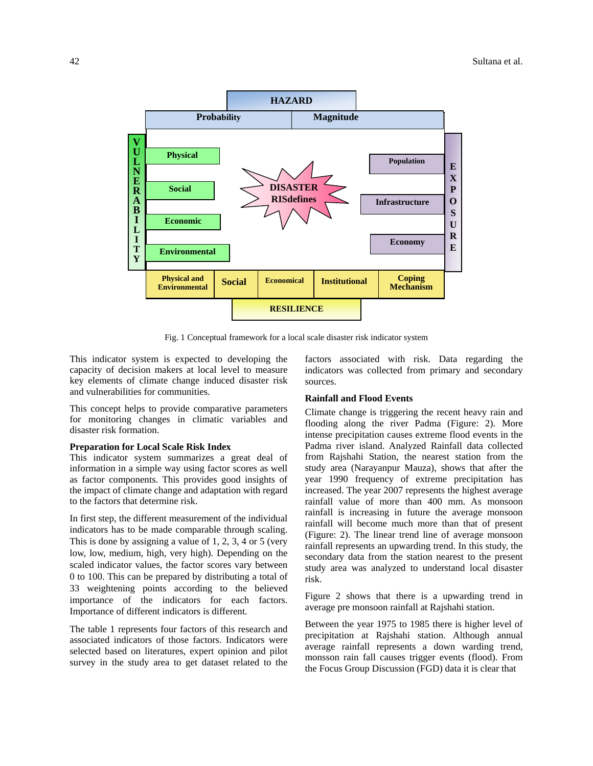Fig. 1 Conceptual framework for a local scale disaster risk indicator system

This indicator system is expected to developing the capacity of decision makers at local level to measure key elements of climate change induced disaster risk and vulnerabilities for communities.

This concept helps to provide comparative parameters for monitoring changes in climatic variables and disaster risk formation.

**Preparation for Local Scale Risk Index**

This indicator system summarizes a great deal of information in a simple way using factor scores as well as factor components. This provides good insights of the impact of climate change and adaptation with regard to the factors that determine risk.

In first step, the different measurement of the individual indicators has to be made comparable through scaling. This is done by assigning a value of 1, 2, 3, 4 or 5 (very low, low, medium, high, very high). Depending on the scaled indicator values, the factor scores vary between 0 to 100. This can be prepared by distributing a total of 33 weightening points according to the believed importance of the indicators for each factors. Importance of different indicators is different.

The table 1 represents four factors of this research and associated indicators of those factors. Indicators were selected based on literatures, expert opinion and pilot survey in the study area to get dataset related to the factors associated with risk. Data regarding the indicators was collected from primary and secondary sources.

**Rainfall and Flood Events**

Climate change is triggering the recent heavy rain and flooding along the river Padma (Figure: 2). More intense precipitation causes extreme flood events in the Padma river island. Analyzed Rainfall data collected from Rajshahi Station, the nearest station from the study area (Narayanpur Mauza), shows that after the year 1990 frequency of extreme precipitation has increased. The year 2007 represents the highest average rainfall value of more than 400 mm. As monsoon rainfall is increasing in future the average monsoon rainfall will become much more than that of present (Figure: 2). The linear trend line of average monsoon rainfall represents an upwarding trend. In this study, the secondary data from the station nearest to the present study area was analyzed to understand local disaster risk.

Figure 2 shows that there is a upwarding trend in average pre monsoon rainfall at Rajshahi station.

Between the year 1975 to 1985 there is higher level of precipitation at Rajshahi station. Although annual average rainfall represents a down warding trend, monsson rain fall causes trigger events (flood). From the Focus Group Discussion (FGD) data it is clear that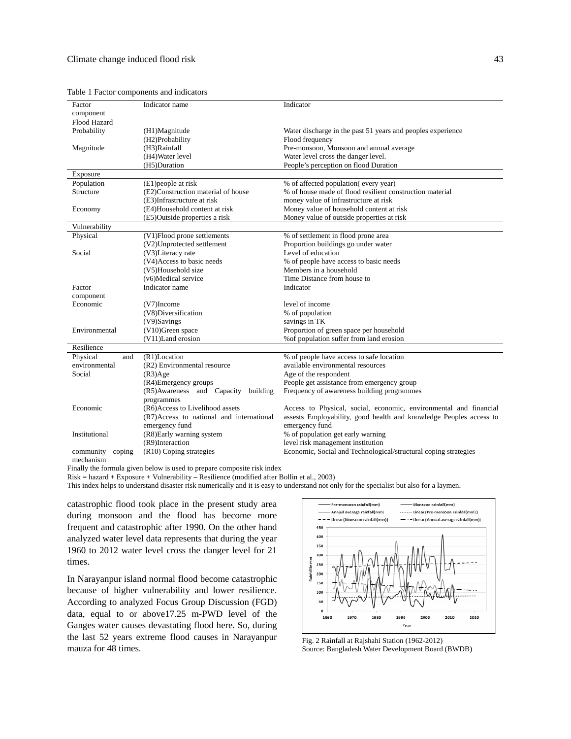Table 1 Factor components and indicators

| Factor component | Indicator name | Indicator |
|---|---|---|
| Flood Hazard | | |
| Probability | (H1)Magnitude | Water discharge in the past 51 years and peoples experience |
| | (H2)Probability | Flood frequency |
| Magnitude | (H3)Rainfall | Pre-monsoon, Monsoon and annual average |
| | (H4)Water level | Water level cross the danger level. |
| | (H5)Duration | People's perception on flood Duration |
| Exposure | | |
| Population | (E1)people at risk | % of affected population( every year) |
| Structure | (E2)Construction material of house | % of house made of flood resilient construction material |
| | (E3)Infrastructure at risk | money value of infrastructure at risk |
| Economy | (E4)Household content at risk | Money value of household content at risk |
| | (E5)Outside properties a risk | Money value of outside properties at risk |
| Vulnerability | | |
| Physical | (V1)Flood prone settlements | % of settlement in flood prone area |
| | (V2)Unprotected settlement | Proportion buildings go under water |
| Social | (V3)Literacy rate | Level of education |
| | (V4)Access to basic needs | % of people have access to basic needs |
| | (V5)Household size | Members in a household |
| | (v6)Medical service | Time Distance from house to |
| Factor component | Indicator name | Indicator |
| Economic | (V7)Income | level of income |
| | (V8)Diversification | % of population |
| | (V9)Savings | savings in TK |
| Environmental | (V10)Green space | Proportion of green space per household |
| | (V11)Land erosion | %of population suffer from land erosion |
| Resilience | | |
| Physical and environmental | (R1)Location | % of people have access to safe location |
| | (R2) Environmental resource | available environmental resources |
| Social | (R3)Age | Age of the respondent |
| | (R4)Emergency groups | People get assistance from emergency group |
| | (R5)Awareness and Capacity building programmes | Frequency of awareness building programmes |
| Economic | (R6)Access to Livelihood assets | Access to Physical, social, economic, environmental and financial assests Employability, good health and knowledge Peoples access to emergency fund |
| | (R7)Access to national and international emergency fund | |
| Institutional | (R8)Early warning system | % of population get early warning |
| | (R9)Interaction | level risk management institution |
| community coping mechanism | (R10) Coping strategies | Economic, Social and Technological/structural coping strategies |

Finally the formula given below is used to prepare composite risk index

Risk = hazard + Exposure + Vulnerability – Resilience (modified after Bollin et al., 2003)

This index helps to understand disaster risk numerically and it is easy to understand not only for the specialist but also for a laymen.

catastrophic flood took place in the present study area during monsoon and the flood has become more frequent and catastrophic after 1990. On the other hand analyzed water level data represents that during the year 1960 to 2012 water level cross the danger level for 21 times.

In Narayanpur island normal flood become catastrophic because of higher vulnerability and lower resilience. According to analyzed Focus Group Discussion (FGD) data, equal to or above17.25 m-PWD level of the Ganges water causes devastating flood here. So, during the last 52 years extreme flood causes in Narayanpur mauza for 48 times.

Fig. 2 Rainfall at Rajshahi Station (1962-2012)
Source: Bangladesh Water Development Board (BWDB)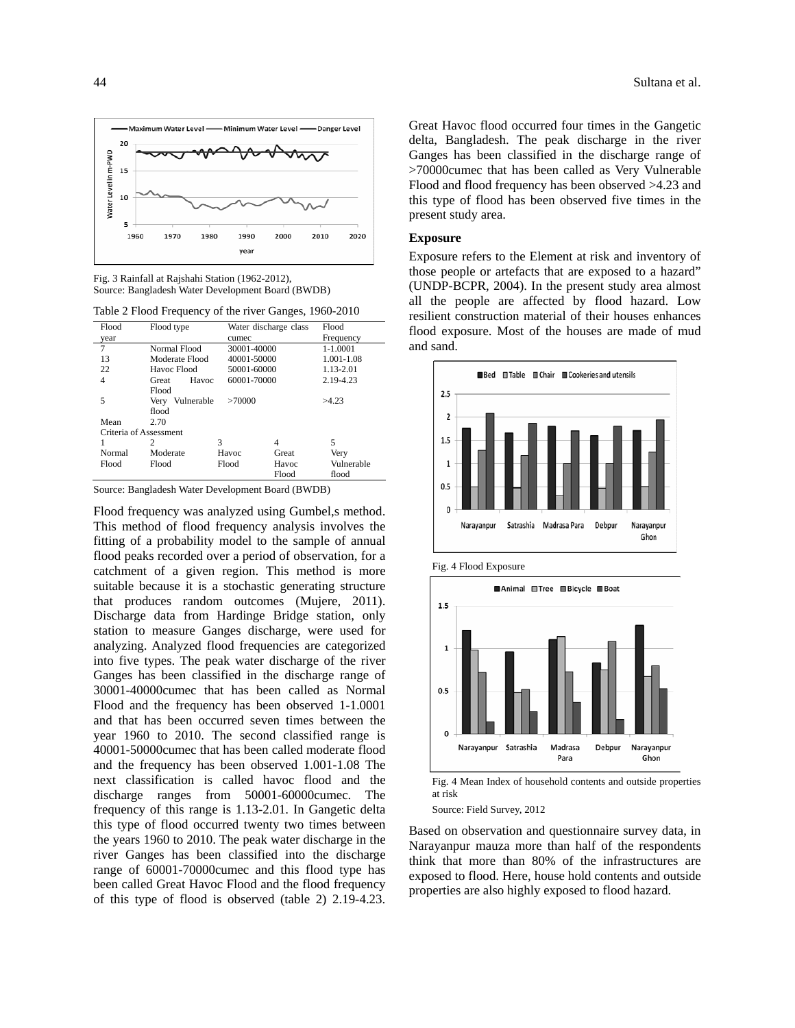Fig. 3 Rainfall at Rajshahi Station (1962-2012),
Source: Bangladesh Water Development Board (BWDB)

Table 2 Flood Frequency of the river Ganges, 1960-2010

| Flood year | Flood type | Water discharge class cumec | | Flood Frequency |
|---|---|---|---|---|
| 7 | Normal Flood | 30001-40000 | | 1-1.0001 |
| 13 | Moderate Flood | 40001-50000 | | 1.001-1.08 |
| 22 | Havoc Flood | 50001-60000 | | 1.13-2.01 |
| 4 | Great Havoc Flood | 60001-70000 | | 2.19-4.23 |
| 5 | Very Vulnerable flood | >70000 | | >4.23 |
| Mean | 2.70 | | | |
| Criteria of Assessment | | | | |
| 1 | 2 | 3 | 4 | 5 |
| Normal Flood | Moderate Flood | Havoc Flood | Great Havoc Flood | Very Vulnerable flood |

Source: Bangladesh Water Development Board (BWDB)

Flood frequency was analyzed using Gumbel,s method. This method of flood frequency analysis involves the fitting of a probability model to the sample of annual flood peaks recorded over a period of observation, for a catchment of a given region. This method is more suitable because it is a stochastic generating structure that produces random outcomes (Mujere, 2011). Discharge data from Hardinge Bridge station, only station to measure Ganges discharge, were used for analyzing. Analyzed flood frequencies are categorized into five types. The peak water discharge of the river Ganges has been classified in the discharge range of 30001-40000cumec that has been called as Normal Flood and the frequency has been observed 1-1.0001 and that has been occurred seven times between the year 1960 to 2010. The second classified range is 40001-50000cumec that has been called moderate flood and the frequency has been observed 1.001-1.08 The next classification is called havoc flood and the discharge ranges from 50001-60000cumec. The frequency of this range is 1.13-2.01. In Gangetic delta this type of flood occurred twenty two times between the years 1960 to 2010. The peak water discharge in the river Ganges has been classified into the discharge range of 60001-70000cumec and this flood type has been called Great Havoc Flood and the flood frequency of this type of flood is observed (table 2) 2.19-4.23. Great Havoc flood occurred four times in the Gangetic delta, Bangladesh. The peak discharge in the river Ganges has been classified in the discharge range of >70000cumec that has been called as Very Vulnerable Flood and flood frequency has been observed >4.23 and this type of flood has been observed five times in the present study area.

### Exposure

Exposure refers to the Element at risk and inventory of those people or artefacts that are exposed to a hazard" (UNDP-BCPR, 2004). In the present study area almost all the people are affected by flood hazard. Low resilient construction material of their houses enhances flood exposure. Most of the houses are made of mud and sand.

Fig. 4 Flood Exposure

Fig. 4 Mean Index of household contents and outside properties at risk

Source: Field Survey, 2012

Based on observation and questionnaire survey data, in Narayanpur mauza more than half of the respondents think that more than 80% of the infrastructures are exposed to flood. Here, house hold contents and outside properties are also highly exposed to flood hazard.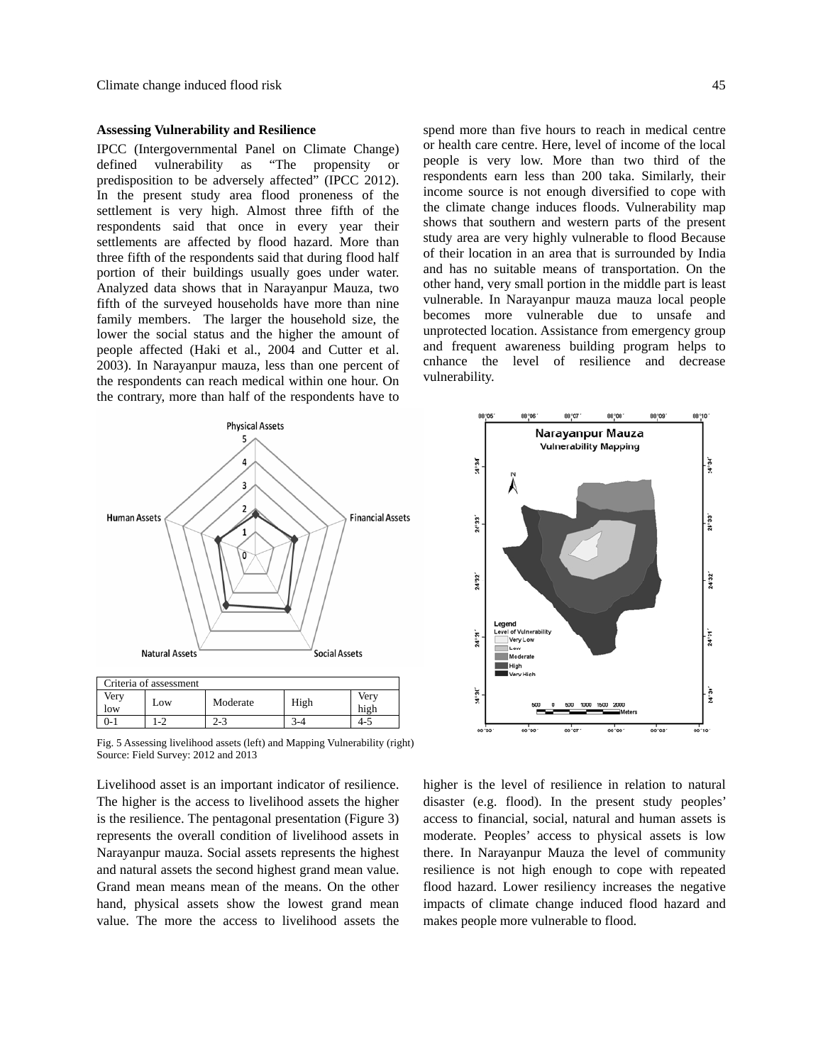### Assessing Vulnerability and Resilience

IPCC (Intergovernmental Panel on Climate Change) defined vulnerability as "The propensity or predisposition to be adversely affected" (IPCC 2012). In the present study area flood proneness of the settlement is very high. Almost three fifth of the respondents said that once in every year their settlements are affected by flood hazard. More than three fifth of the respondents said that during flood half portion of their buildings usually goes under water. Analyzed data shows that in Narayanpur Mauza, two fifth of the surveyed households have more than nine family members. The larger the household size, the lower the social status and the higher the amount of people affected (Haki et al., 2004 and Cutter et al. 2003). In Narayanpur mauza, less than one percent of the respondents can reach medical within one hour. On the contrary, more than half of the respondents have to spend more than five hours to reach in medical centre or health care centre. Here, level of income of the local people is very low. More than two third of the respondents earn less than 200 taka. Similarly, their income source is not enough diversified to cope with the climate change induces floods. Vulnerability map shows that southern and western parts of the present study area are very highly vulnerable to flood Because of their location in an area that is surrounded by India and has no suitable means of transportation. On the other hand, very small portion in the middle part is least vulnerable. In Narayanpur mauza mauza local people becomes more vulnerable due to unsafe and unprotected location. Assistance from emergency group and frequent awareness building program helps to cnhance the level of resilience and decrease vulnerability.

| Criteria of assessment | | | | |
|---|---|---|---|---|
| Very low | Low | Moderate | High | Very high |
| 0-1 | 1-2 | 2-3 | 3-4 | 4-5 |

Fig. 5 Assessing livelihood assets (left) and Mapping Vulnerability (right)
Source: Field Survey: 2012 and 2013

Livelihood asset is an important indicator of resilience. The higher is the access to livelihood assets the higher is the resilience. The pentagonal presentation (Figure 3) represents the overall condition of livelihood assets in Narayanpur mauza. Social assets represents the highest and natural assets the second highest grand mean value. Grand mean means mean of the means. On the other hand, physical assets show the lowest grand mean value. The more the access to livelihood assets the higher is the level of resilience in relation to natural disaster (e.g. flood). In the present study peoples' access to financial, social, natural and human assets is moderate. Peoples' access to physical assets is low there. In Narayanpur Mauza the level of community resilience is not high enough to cope with repeated flood hazard. Lower resiliency increases the negative impacts of climate change induced flood hazard and makes people more vulnerable to flood.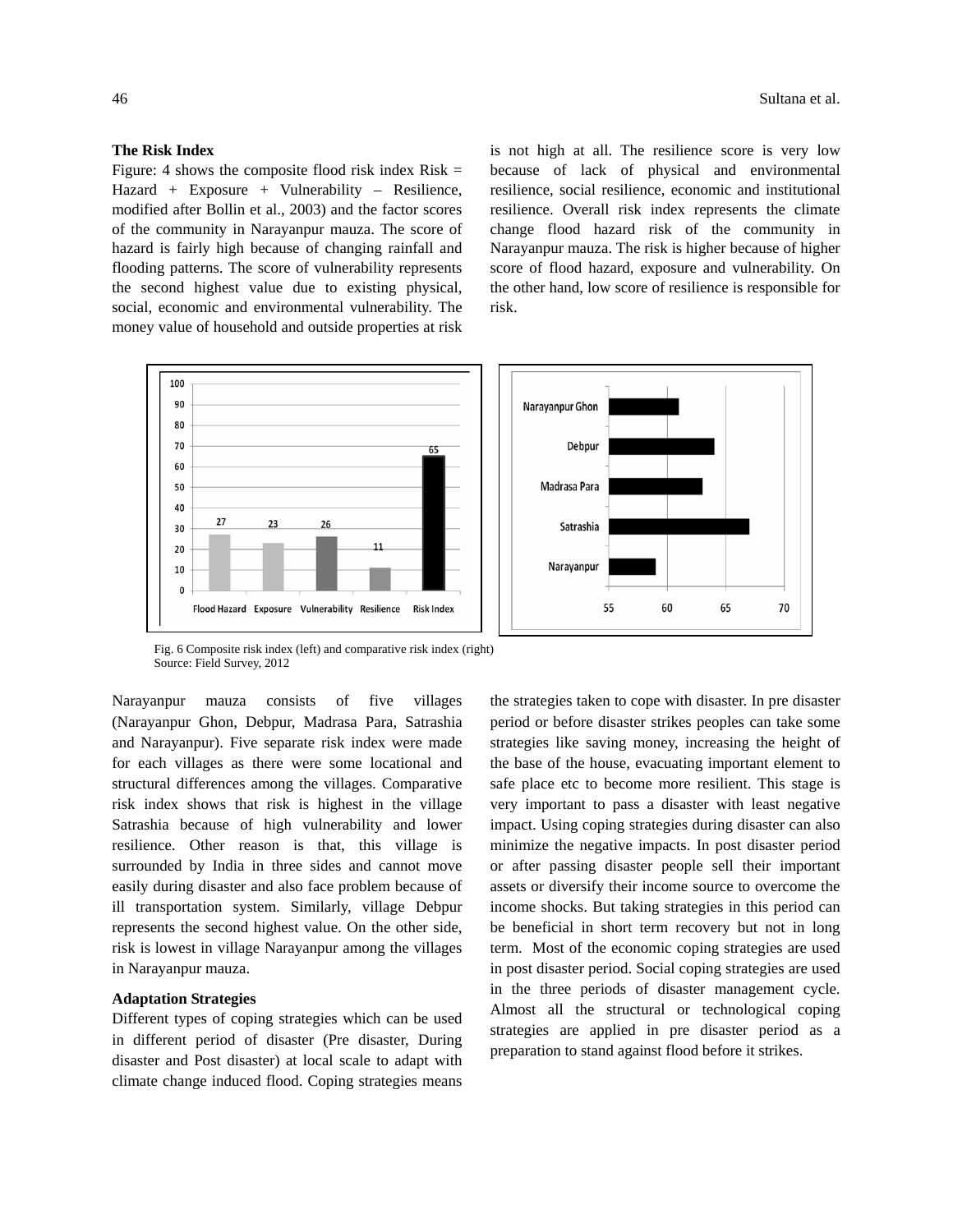**The Risk Index**

Figure: 4 shows the composite flood risk index Risk = Hazard + Exposure + Vulnerability – Resilience, modified after Bollin et al., 2003) and the factor scores of the community in Narayanpur mauza. The score of hazard is fairly high because of changing rainfall and flooding patterns. The score of vulnerability represents the second highest value due to existing physical, social, economic and environmental vulnerability. The money value of household and outside properties at risk is not high at all. The resilience score is very low because of lack of physical and environmental resilience, social resilience, economic and institutional resilience. Overall risk index represents the climate change flood hazard risk of the community in Narayanpur mauza. The risk is higher because of higher score of flood hazard, exposure and vulnerability. On the other hand, low score of resilience is responsible for risk.

Fig. 6 Composite risk index (left) and comparative risk index (right)
Source: Field Survey, 2012

Narayanpur mauza consists of five villages (Narayanpur Ghon, Debpur, Madrasa Para, Satrashia and Narayanpur). Five separate risk index were made for each villages as there were some locational and structural differences among the villages. Comparative risk index shows that risk is highest in the village Satrashia because of high vulnerability and lower resilience. Other reason is that, this village is surrounded by India in three sides and cannot move easily during disaster and also face problem because of ill transportation system. Similarly, village Debpur represents the second highest value. On the other side, risk is lowest in village Narayanpur among the villages in Narayanpur mauza.

**Adaptation Strategies**

Different types of coping strategies which can be used in different period of disaster (Pre disaster, During disaster and Post disaster) at local scale to adapt with climate change induced flood. Coping strategies means the strategies taken to cope with disaster. In pre disaster period or before disaster strikes peoples can take some strategies like saving money, increasing the height of the base of the house, evacuating important element to safe place etc to become more resilient. This stage is very important to pass a disaster with least negative impact. Using coping strategies during disaster can also minimize the negative impacts. In post disaster period or after passing disaster people sell their important assets or diversify their income source to overcome the income shocks. But taking strategies in this period can be beneficial in short term recovery but not in long term. Most of the economic coping strategies are used in post disaster period. Social coping strategies are used in the three periods of disaster management cycle. Almost all the structural or technological coping strategies are applied in pre disaster period as a preparation to stand against flood before it strikes.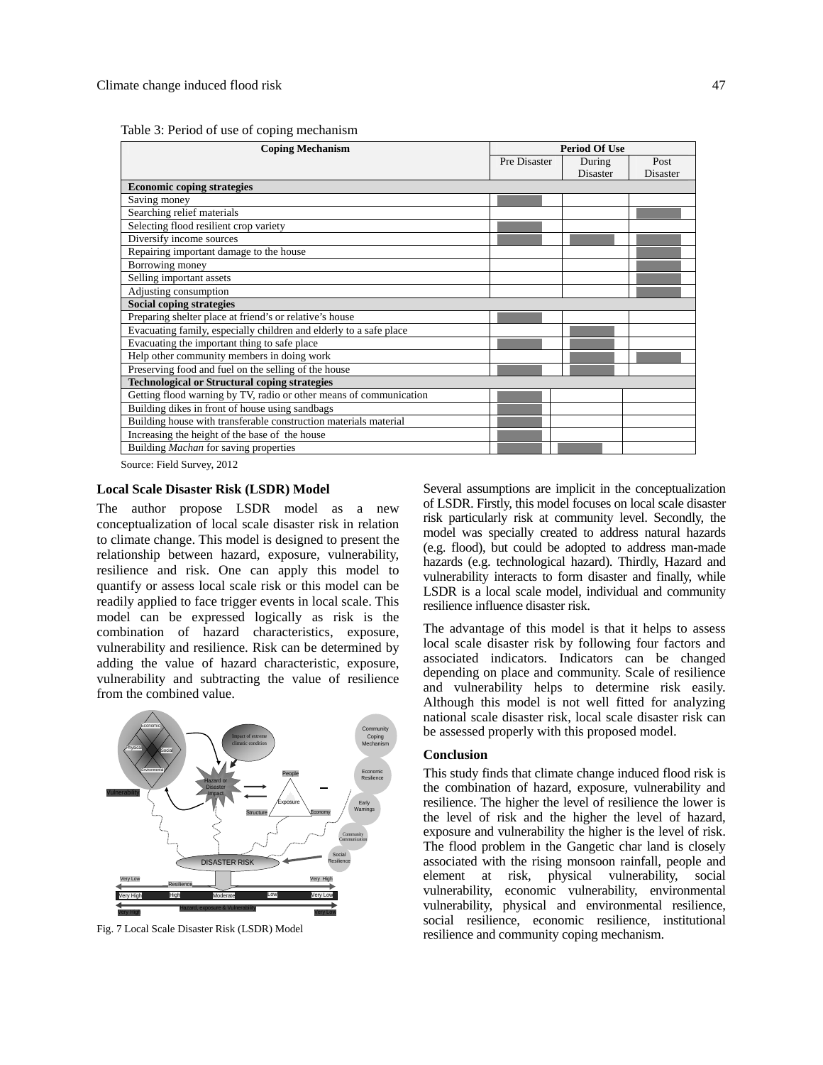Table 3: Period of use of coping mechanism

| Coping Mechanism | Period Of Use | | |
|---|---|---|---|
| | Pre Disaster | During Disaster | Post Disaster |
| **Economic coping strategies** | | | |
| Saving money | ■ | | |
| Searching relief materials | | | ■ |
| Selecting flood resilient crop variety | ■ | | |
| Diversify income sources | ■ | ■ | ■ |
| Repairing important damage to the house | | | ■ |
| Borrowing money | | | ■ |
| Selling important assets | | | ■ |
| Adjusting consumption | | | ■ |
| **Social coping strategies** | | | |
| Preparing shelter place at friend's or relative's house | ■ | | |
| Evacuating family, especially children and elderly to a safe place | | ■ | |
| Evacuating the important thing to safe place | ■ | ■ | |
| Help other community members in doing work | | ■ | ■ |
| Preserving food and fuel on the selling of the house | ■ | ■ | |
| **Technological or Structural coping strategies** | | | |
| Getting flood warning by TV, radio or other means of communication | ■ | | |
| Building dikes in front of house using sandbags | ■ | | |
| Building house with transferable construction materials material | ■ | | |
| Increasing the height of the base of the house | ■ | | |
| Building *Machan* for saving properties | ■ | ■ | |

Source: Field Survey, 2012

### Local Scale Disaster Risk (LSDR) Model

The author propose LSDR model as a new conceptualization of local scale disaster risk in relation to climate change. This model is designed to present the relationship between hazard, exposure, vulnerability, resilience and risk. One can apply this model to quantify or assess local scale risk or this model can be readily applied to face trigger events in local scale. This model can be expressed logically as risk is the combination of hazard characteristics, exposure, vulnerability and resilience. Risk can be determined by adding the value of hazard characteristic, exposure, vulnerability and subtracting the value of resilience from the combined value.

Fig. 7 Local Scale Disaster Risk (LSDR) Model

Several assumptions are implicit in the conceptualization of LSDR. Firstly, this model focuses on local scale disaster risk particularly risk at community level. Secondly, the model was specially created to address natural hazards (e.g. flood), but could be adopted to address man-made hazards (e.g. technological hazard). Thirdly, Hazard and vulnerability interacts to form disaster and finally, while LSDR is a local scale model, individual and community resilience influence disaster risk.

The advantage of this model is that it helps to assess local scale disaster risk by following four factors and associated indicators. Indicators can be changed depending on place and community. Scale of resilience and vulnerability helps to determine risk easily. Although this model is not well fitted for analyzing national scale disaster risk, local scale disaster risk can be assessed properly with this proposed model.

### Conclusion

This study finds that climate change induced flood risk is the combination of hazard, exposure, vulnerability and resilience. The higher the level of resilience the lower is the level of risk and the higher the level of hazard, exposure and vulnerability the higher is the level of risk. The flood problem in the Gangetic char land is closely associated with the rising monsoon rainfall, people and element at risk, physical vulnerability, social vulnerability, economic vulnerability, environmental vulnerability, physical and environmental resilience, social resilience, economic resilience, institutional resilience and community coping mechanism.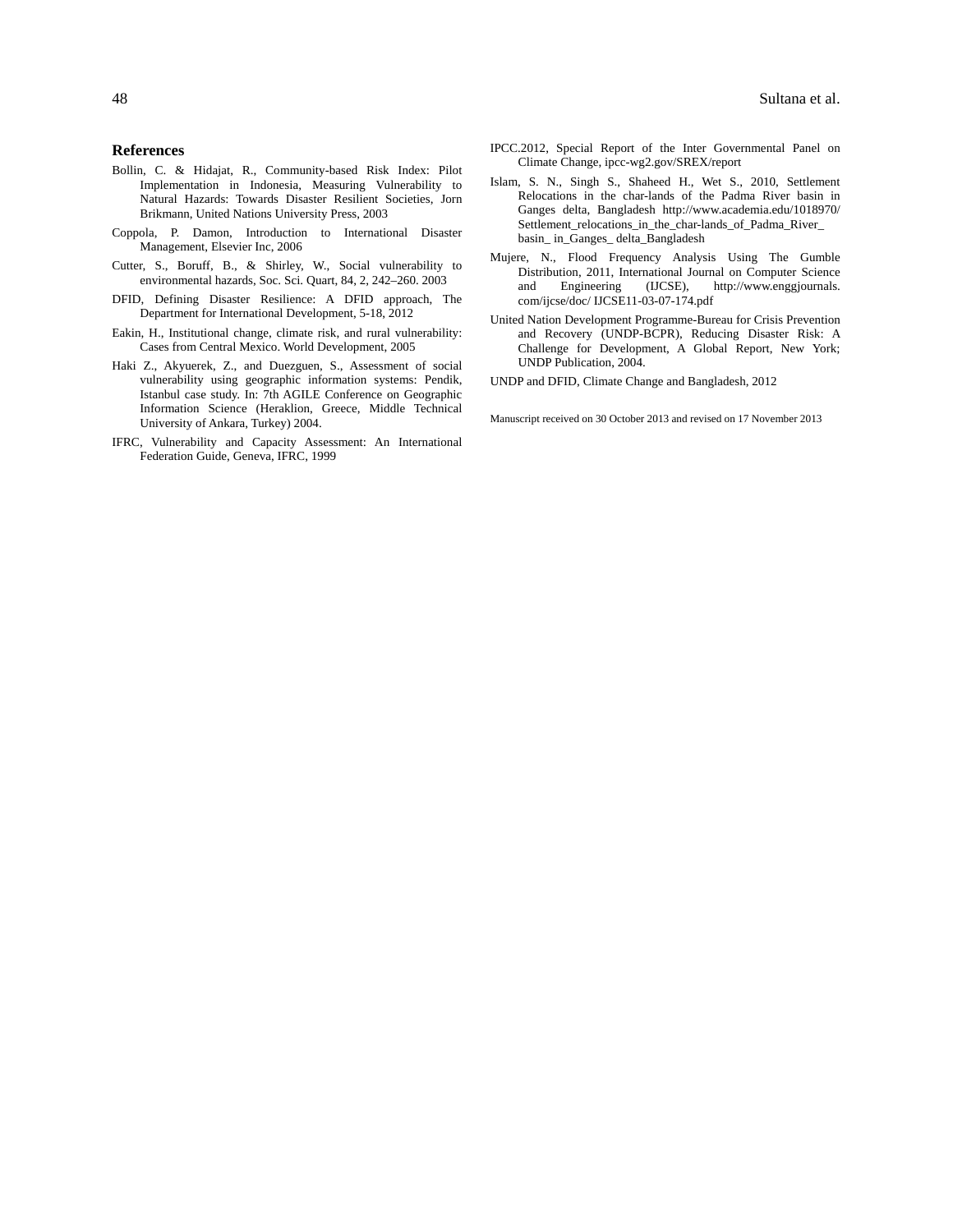## References

Bollin, C. & Hidajat, R., Community-based Risk Index: Pilot Implementation in Indonesia, Measuring Vulnerability to Natural Hazards: Towards Disaster Resilient Societies, Jorn Brikmann, United Nations University Press, 2003

Coppola, P. Damon, Introduction to International Disaster Management, Elsevier Inc, 2006

Cutter, S., Boruff, B., & Shirley, W., Social vulnerability to environmental hazards, Soc. Sci. Quart, 84, 2, 242–260. 2003

DFID, Defining Disaster Resilience: A DFID approach, The Department for International Development, 5-18, 2012

Eakin, H., Institutional change, climate risk, and rural vulnerability: Cases from Central Mexico. World Development, 2005

Haki Z., Akyuerek, Z., and Duezguen, S., Assessment of social vulnerability using geographic information systems: Pendik, Istanbul case study. In: 7th AGILE Conference on Geographic Information Science (Heraklion, Greece, Middle Technical University of Ankara, Turkey) 2004.

IFRC, Vulnerability and Capacity Assessment: An International Federation Guide, Geneva, IFRC, 1999

IPCC.2012, Special Report of the Inter Governmental Panel on Climate Change, ipcc-wg2.gov/SREX/report

Islam, S. N., Singh S., Shaheed H., Wet S., 2010, Settlement Relocations in the char-lands of the Padma River basin in Ganges delta, Bangladesh http://www.academia.edu/1018970/Settlement_relocations_in_the_char-lands_of_Padma_River_basin_ in_Ganges_ delta_Bangladesh

Mujere, N., Flood Frequency Analysis Using The Gumble Distribution, 2011, International Journal on Computer Science and Engineering (IJCSE), http://www.enggjournals.com/ijcse/doc/ IJCSE11-03-07-174.pdf

United Nation Development Programme-Bureau for Crisis Prevention and Recovery (UNDP-BCPR), Reducing Disaster Risk: A Challenge for Development, A Global Report, New York; UNDP Publication, 2004.

UNDP and DFID, Climate Change and Bangladesh, 2012

Manuscript received on 30 October 2013 and revised on 17 November 2013